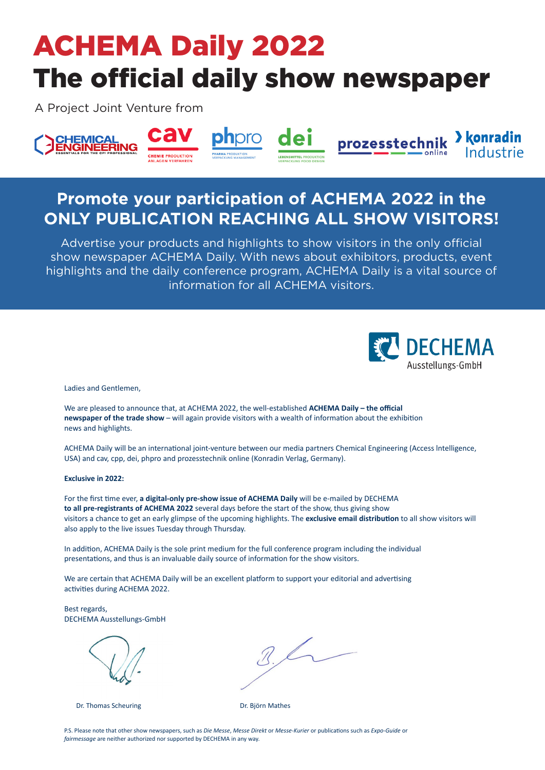# ACHEMA Daily 2022
# The official daily show newspaper

A Project Joint Venture from

CHEMICAL ENGINEERING — ESSENTIALS FOR THE CPI PROFESSIONAL | cav — CHEMIE PRODUKTION ANLAGEN VERFAHREN | phpro — PHARMA PRODUKTION VERPACKUNG MANAGEMENT | dei — LEBENSMITTEL PRODUKTION VERPACKUNG FOOD DESIGN | prozesstechnik online | konradin Industrie

## Promote your participation of ACHEMA 2022 in the ONLY PUBLICATION REACHING ALL SHOW VISITORS!

Advertise your products and highlights to show visitors in the only official show newspaper ACHEMA Daily. With news about exhibitors, products, event highlights and the daily conference program, ACHEMA Daily is a vital source of information for all ACHEMA visitors.

DECHEMA Ausstellungs-GmbH

Ladies and Gentlemen,

We are pleased to announce that, at ACHEMA 2022, the well-established **ACHEMA Daily – the official newspaper of the trade show** – will again provide visitors with a wealth of information about the exhibition news and highlights.

ACHEMA Daily will be an international joint-venture between our media partners Chemical Engineering (Access Intelligence, USA) and cav, cpp, dei, phpro and prozesstechnik online (Konradin Verlag, Germany).

**Exclusive in 2022:**

For the first time ever, **a digital-only pre-show issue of ACHEMA Daily** will be e-mailed by DECHEMA **to all pre-registrants of ACHEMA 2022** several days before the start of the show, thus giving show visitors a chance to get an early glimpse of the upcoming highlights. The **exclusive email distribution** to all show visitors will also apply to the live issues Tuesday through Thursday.

In addition, ACHEMA Daily is the sole print medium for the full conference program including the individual presentations, and thus is an invaluable daily source of information for the show visitors.

We are certain that ACHEMA Daily will be an excellent platform to support your editorial and advertising activities during ACHEMA 2022.

Best regards,
DECHEMA Ausstellungs-GmbH

Dr. Thomas Scheuring

Dr. Björn Mathes

P.S. Please note that other show newspapers, such as *Die Messe*, *Messe Direkt* or *Messe-Kurier* or publications such as *Expo-Guide* or *fairmessage* are neither authorized nor supported by DECHEMA in any way.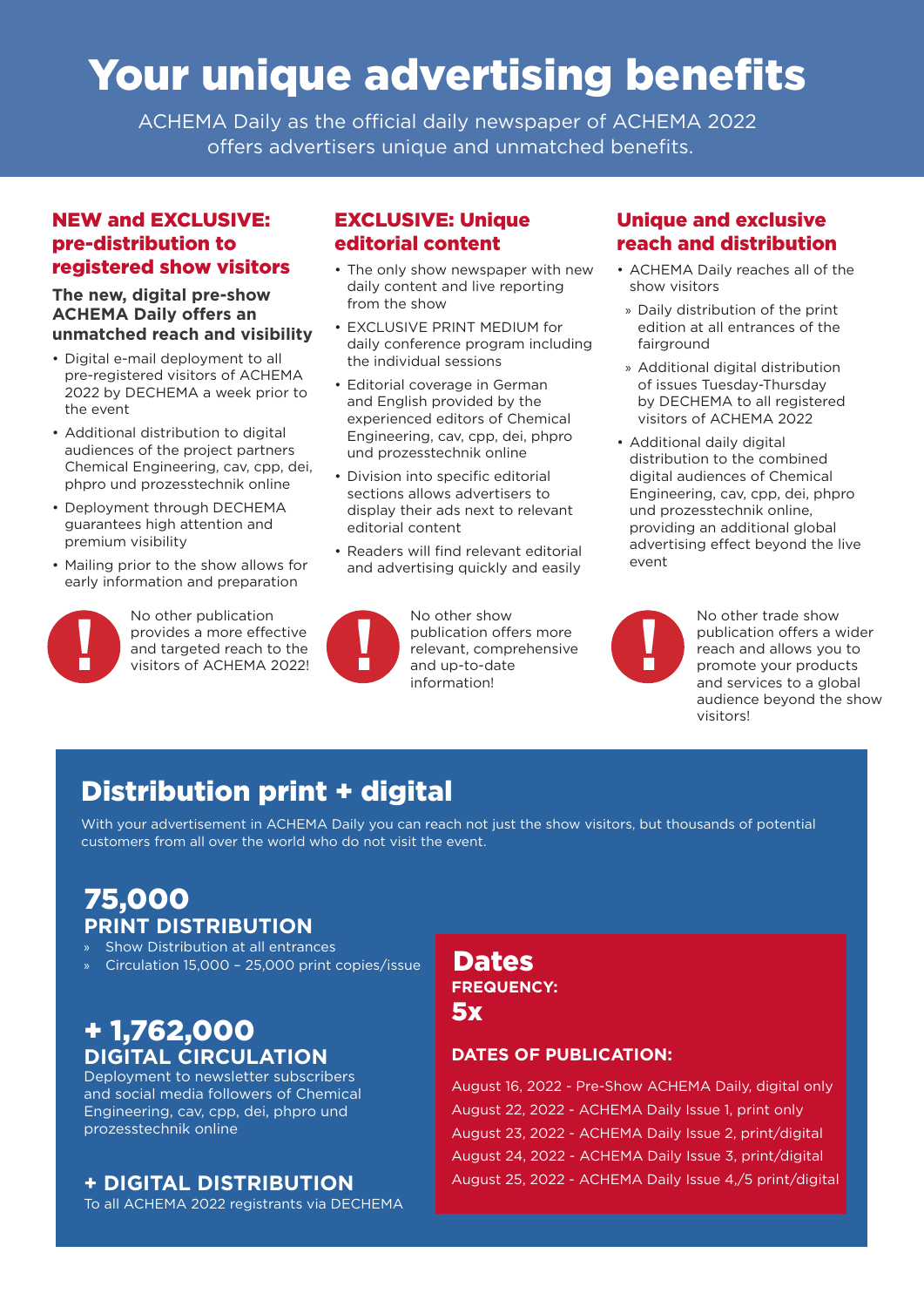# Your unique advertising benefits

ACHEMA Daily as the official daily newspaper of ACHEMA 2022 offers advertisers unique and unmatched benefits.

## NEW and EXCLUSIVE: pre-distribution to registered show visitors

### The new, digital pre-show ACHEMA Daily offers an unmatched reach and visibility

- Digital e-mail deployment to all pre-registered visitors of ACHEMA 2022 by DECHEMA a week prior to the event
- Additional distribution to digital audiences of the project partners Chemical Engineering, cav, cpp, dei, phpro und prozesstechnik online
- Deployment through DECHEMA guarantees high attention and premium visibility
- Mailing prior to the show allows for early information and preparation

! No other publication provides a more effective and targeted reach to the visitors of ACHEMA 2022!

## EXCLUSIVE: Unique editorial content

- The only show newspaper with new daily content and live reporting from the show
- EXCLUSIVE PRINT MEDIUM for daily conference program including the individual sessions
- Editorial coverage in German and English provided by the experienced editors of Chemical Engineering, cav, cpp, dei, phpro und prozesstechnik online
- Division into specific editorial sections allows advertisers to display their ads next to relevant editorial content
- Readers will find relevant editorial and advertising quickly and easily

! No other show publication offers more relevant, comprehensive and up-to-date information!

## Unique and exclusive reach and distribution

- ACHEMA Daily reaches all of the show visitors
  - » Daily distribution of the print edition at all entrances of the fairground
  - » Additional digital distribution of issues Tuesday-Thursday by DECHEMA to all registered visitors of ACHEMA 2022
- Additional daily digital distribution to the combined digital audiences of Chemical Engineering, cav, cpp, dei, phpro und prozesstechnik online, providing an additional global advertising effect beyond the live event

! No other trade show publication offers a wider reach and allows you to promote your products and services to a global audience beyond the show visitors!

## Distribution print + digital

With your advertisement in ACHEMA Daily you can reach not just the show visitors, but thousands of potential customers from all over the world who do not visit the event.

### 75,000
### PRINT DISTRIBUTION

- » Show Distribution at all entrances
- » Circulation 15,000 – 25,000 print copies/issue

### + 1,762,000
### DIGITAL CIRCULATION

Deployment to newsletter subscribers and social media followers of Chemical Engineering, cav, cpp, dei, phpro und prozesstechnik online

### + DIGITAL DISTRIBUTION

To all ACHEMA 2022 registrants via DECHEMA

## Dates

**FREQUENCY:**

**5x**

**DATES OF PUBLICATION:**

August 16, 2022 - Pre-Show ACHEMA Daily, digital only
August 22, 2022 - ACHEMA Daily Issue 1, print only
August 23, 2022 - ACHEMA Daily Issue 2, print/digital
August 24, 2022 - ACHEMA Daily Issue 3, print/digital
August 25, 2022 - ACHEMA Daily Issue 4,/5 print/digital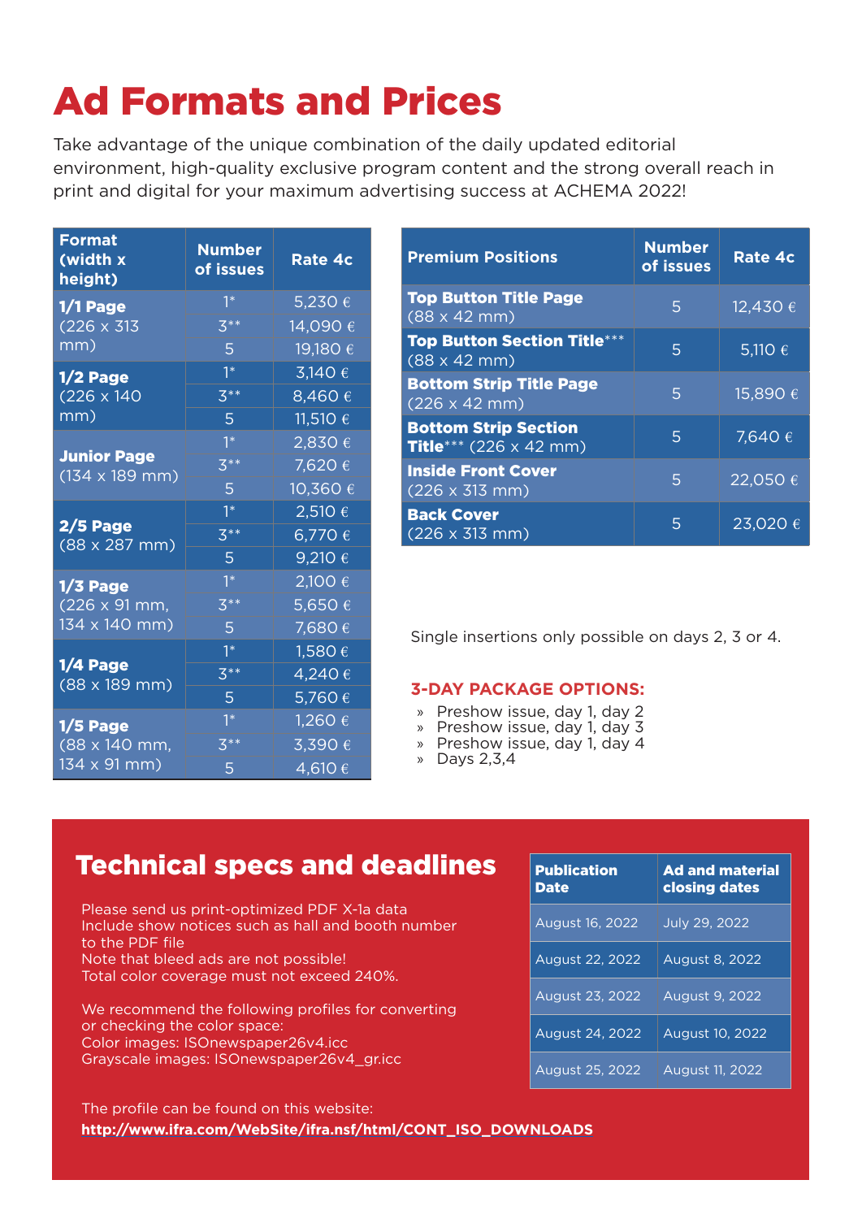# Ad Formats and Prices

Take advantage of the unique combination of the daily updated editorial environment, high-quality exclusive program content and the strong overall reach in print and digital for your maximum advertising success at ACHEMA 2022!

| Format (width x height) | Number of issues | Rate 4c |
|---|---|---|
| **1/1 Page** (226 x 313 mm) | 1* | 5,230 € |
| | 3** | 14,090 € |
| | 5 | 19,180 € |
| **1/2 Page** (226 x 140 mm) | 1* | 3,140 € |
| | 3** | 8,460 € |
| | 5 | 11,510 € |
| **Junior Page** (134 x 189 mm) | 1* | 2,830 € |
| | 3** | 7,620 € |
| | 5 | 10,360 € |
| **2/5 Page** (88 x 287 mm) | 1* | 2,510 € |
| | 3** | 6,770 € |
| | 5 | 9,210 € |
| **1/3 Page** (226 x 91 mm, 134 x 140 mm) | 1* | 2,100 € |
| | 3** | 5,650 € |
| | 5 | 7,680 € |
| **1/4 Page** (88 x 189 mm) | 1* | 1,580 € |
| | 3** | 4,240 € |
| | 5 | 5,760 € |
| **1/5 Page** (88 x 140 mm, 134 x 91 mm) | 1* | 1,260 € |
| | 3** | 3,390 € |
| | 5 | 4,610 € |

| Premium Positions | Number of issues | Rate 4c |
|---|---|---|
| **Top Button Title Page** (88 x 42 mm) | 5 | 12,430 € |
| **Top Button Section Title***** (88 x 42 mm) | 5 | 5,110 € |
| **Bottom Strip Title Page** (226 x 42 mm) | 5 | 15,890 € |
| **Bottom Strip Section Title***** (226 x 42 mm) | 5 | 7,640 € |
| **Inside Front Cover** (226 x 313 mm) | 5 | 22,050 € |
| **Back Cover** (226 x 313 mm) | 5 | 23,020 € |

Single insertions only possible on days 2, 3 or 4.

**3-DAY PACKAGE OPTIONS:**

- Preshow issue, day 1, day 2
- Preshow issue, day 1, day 3
- Preshow issue, day 1, day 4
- Days 2,3,4

## Technical specs and deadlines

Please send us print-optimized PDF X-1a data
Include show notices such as hall and booth number to the PDF file
Note that bleed ads are not possible!
Total color coverage must not exceed 240%.

We recommend the following profiles for converting or checking the color space:
Color images: ISOnewspaper26v4.icc
Grayscale images: ISOnewspaper26v4_gr.icc

The profile can be found on this website:
**http://www.ifra.com/WebSite/ifra.nsf/html/CONT_ISO_DOWNLOADS**

| Publication Date | Ad and material closing dates |
|---|---|
| August 16, 2022 | July 29, 2022 |
| August 22, 2022 | August 8, 2022 |
| August 23, 2022 | August 9, 2022 |
| August 24, 2022 | August 10, 2022 |
| August 25, 2022 | August 11, 2022 |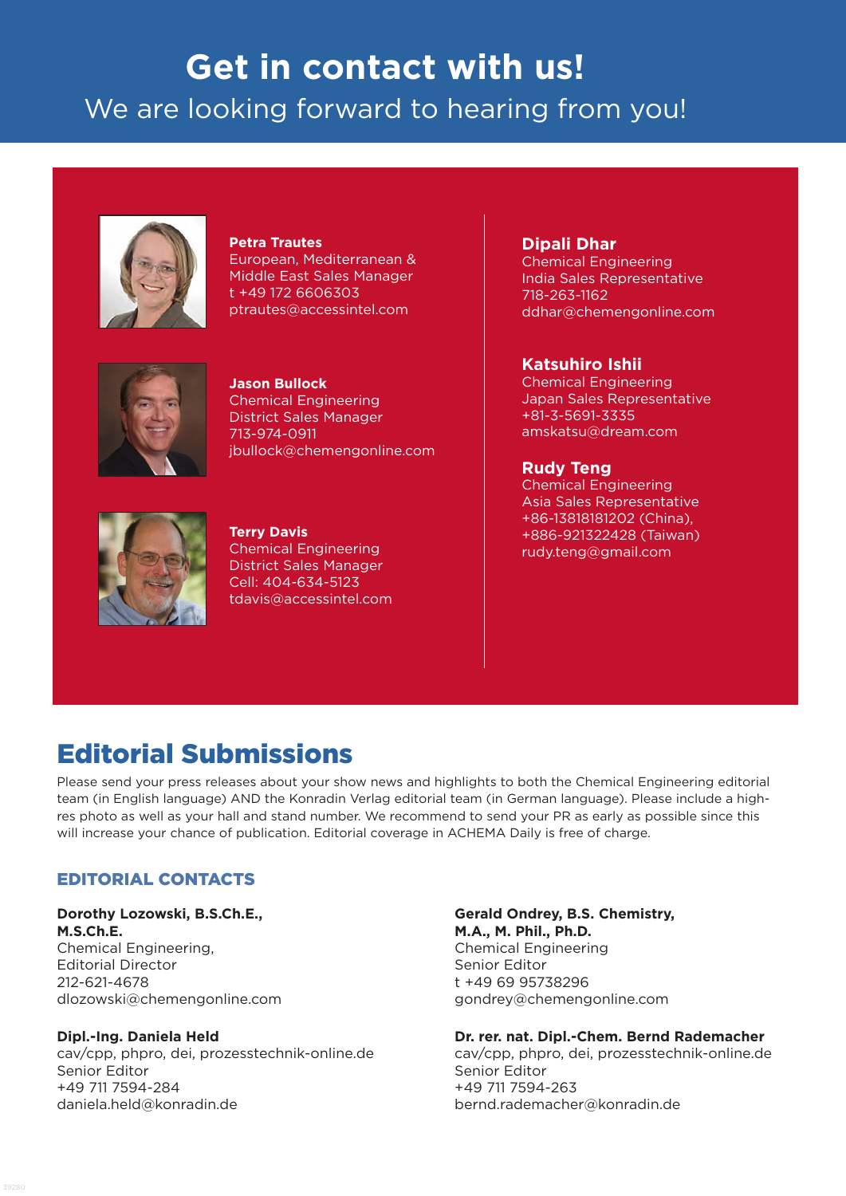# Get in contact with us!

We are looking forward to hearing from you!

**Petra Trautes**
European, Mediterranean & Middle East Sales Manager
t +49 172 6606303
ptrautes@accessintel.com

**Jason Bullock**
Chemical Engineering
District Sales Manager
713-974-0911
jbullock@chemengonline.com

**Terry Davis**
Chemical Engineering
District Sales Manager
Cell: 404-634-5123
tdavis@accessintel.com

**Dipali Dhar**
Chemical Engineering
India Sales Representative
718-263-1162
ddhar@chemengonline.com

**Katsuhiro Ishii**
Chemical Engineering
Japan Sales Representative
+81-3-5691-3335
amskatsu@dream.com

**Rudy Teng**
Chemical Engineering
Asia Sales Representative
+86-13818181202 (China),
+886-921322428 (Taiwan)
rudy.teng@gmail.com

## Editorial Submissions

Please send your press releases about your show news and highlights to both the Chemical Engineering editorial team (in English language) AND the Konradin Verlag editorial team (in German language). Please include a high-res photo as well as your hall and stand number. We recommend to send your PR as early as possible since this will increase your chance of publication. Editorial coverage in ACHEMA Daily is free of charge.

### EDITORIAL CONTACTS

**Dorothy Lozowski, B.S.Ch.E., M.S.Ch.E.**
Chemical Engineering,
Editorial Director
212-621-4678
dlozowski@chemengonline.com

**Dipl.-Ing. Daniela Held**
cav/cpp, phpro, dei, prozesstechnik-online.de
Senior Editor
+49 711 7594-284
daniela.held@konradin.de

**Gerald Ondrey, B.S. Chemistry, M.A., M. Phil., Ph.D.**
Chemical Engineering
Senior Editor
t +49 69 95738296
gondrey@chemengonline.com

**Dr. rer. nat. Dipl.-Chem. Bernd Rademacher**
cav/cpp, phpro, dei, prozesstechnik-online.de
Senior Editor
+49 711 7594-263
bernd.rademacher@konradin.de